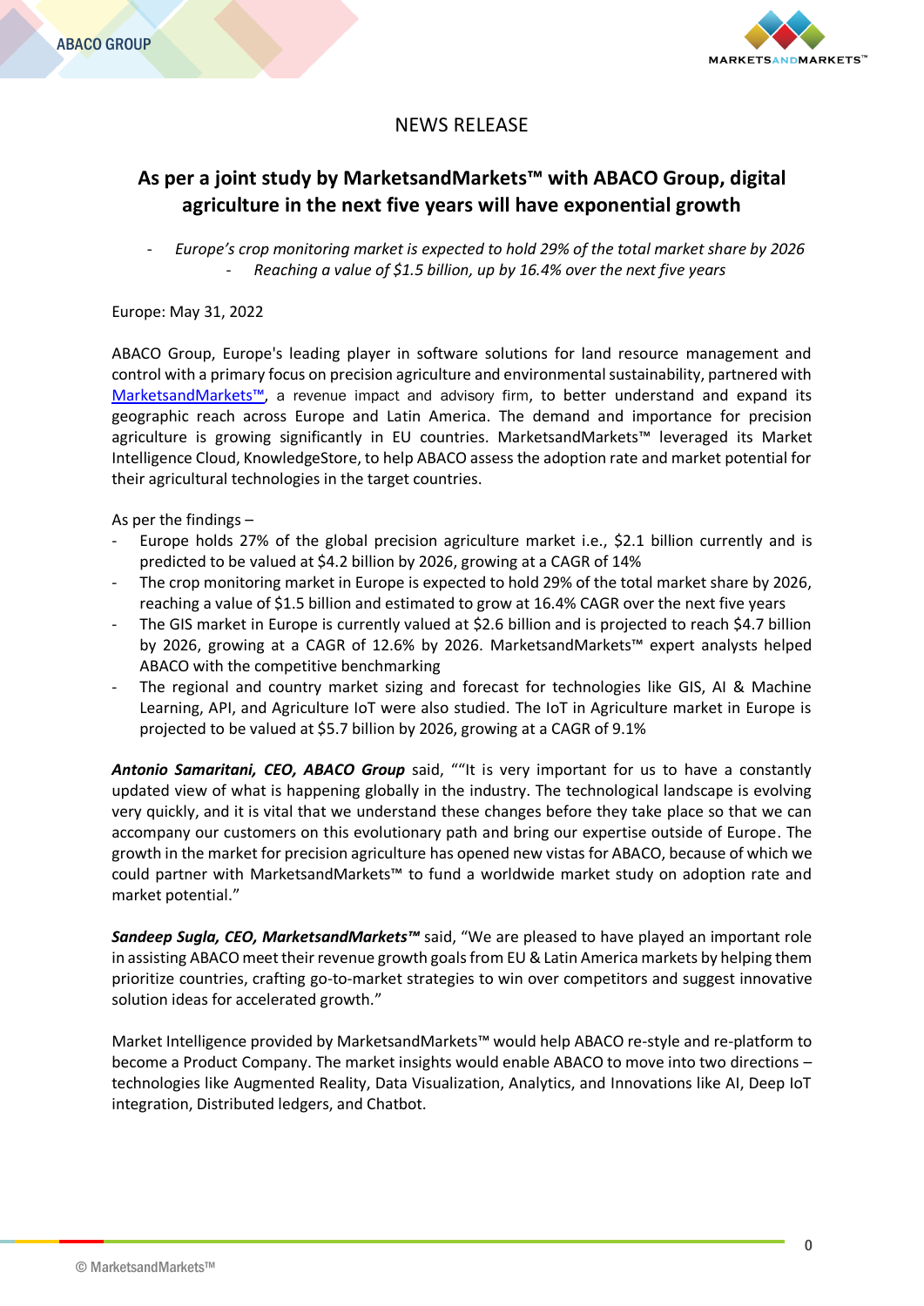NEWS RELEASE

# As per a joint study by MarketsandMarkets™ with ABACO Group, digital agriculture in the next five years will have exponential growth

- *Europe's crop monitoring market is expected to hold 29% of the total market share by 2026*
- *Reaching a value of $1.5 billion, up by 16.4% over the next five years*

Europe: May 31, 2022

ABACO Group, Europe's leading player in software solutions for land resource management and control with a primary focus on precision agriculture and environmental sustainability, partnered with [MarketsandMarkets™](), a revenue impact and advisory firm, to better understand and expand its geographic reach across Europe and Latin America. The demand and importance for precision agriculture is growing significantly in EU countries. MarketsandMarkets™ leveraged its Market Intelligence Cloud, KnowledgeStore, to help ABACO assess the adoption rate and market potential for their agricultural technologies in the target countries.

As per the findings –

- Europe holds 27% of the global precision agriculture market i.e., $2.1 billion currently and is predicted to be valued at $4.2 billion by 2026, growing at a CAGR of 14%
- The crop monitoring market in Europe is expected to hold 29% of the total market share by 2026, reaching a value of $1.5 billion and estimated to grow at 16.4% CAGR over the next five years
- The GIS market in Europe is currently valued at $2.6 billion and is projected to reach $4.7 billion by 2026, growing at a CAGR of 12.6% by 2026. MarketsandMarkets™ expert analysts helped ABACO with the competitive benchmarking
- The regional and country market sizing and forecast for technologies like GIS, AI & Machine Learning, API, and Agriculture IoT were also studied. The IoT in Agriculture market in Europe is projected to be valued at $5.7 billion by 2026, growing at a CAGR of 9.1%

***Antonio Samaritani, CEO, ABACO Group*** said, ""It is very important for us to have a constantly updated view of what is happening globally in the industry. The technological landscape is evolving very quickly, and it is vital that we understand these changes before they take place so that we can accompany our customers on this evolutionary path and bring our expertise outside of Europe. The growth in the market for precision agriculture has opened new vistas for ABACO, because of which we could partner with MarketsandMarkets™ to fund a worldwide market study on adoption rate and market potential."

***Sandeep Sugla, CEO, MarketsandMarkets™*** said, "We are pleased to have played an important role in assisting ABACO meet their revenue growth goals from EU & Latin America markets by helping them prioritize countries, crafting go-to-market strategies to win over competitors and suggest innovative solution ideas for accelerated growth."

Market Intelligence provided by MarketsandMarkets™ would help ABACO re-style and re-platform to become a Product Company. The market insights would enable ABACO to move into two directions – technologies like Augmented Reality, Data Visualization, Analytics, and Innovations like AI, Deep IoT integration, Distributed ledgers, and Chatbot.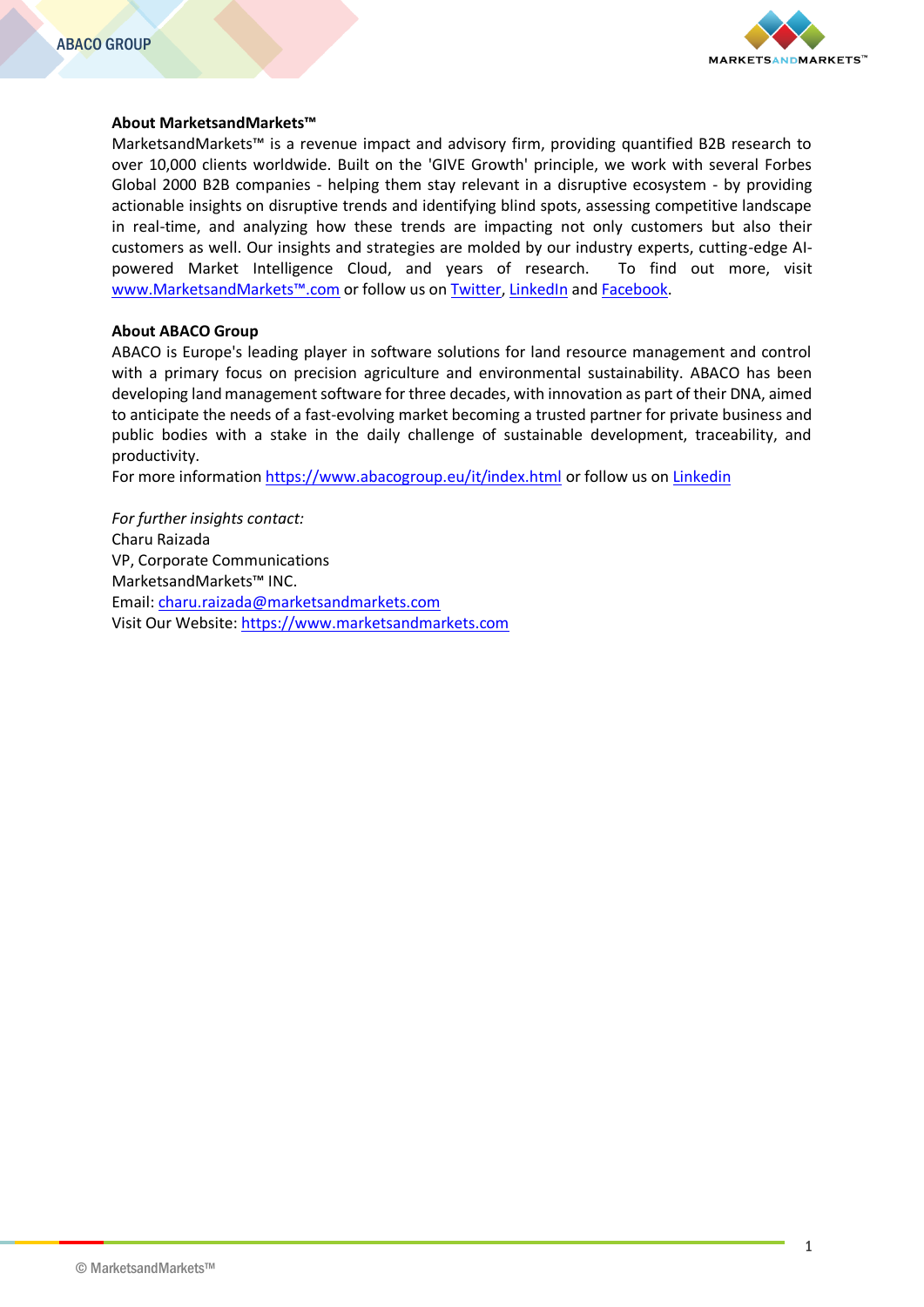**About MarketsandMarkets™**

MarketsandMarkets™ is a revenue impact and advisory firm, providing quantified B2B research to over 10,000 clients worldwide. Built on the 'GIVE Growth' principle, we work with several Forbes Global 2000 B2B companies - helping them stay relevant in a disruptive ecosystem - by providing actionable insights on disruptive trends and identifying blind spots, assessing competitive landscape in real-time, and analyzing how these trends are impacting not only customers but also their customers as well. Our insights and strategies are molded by our industry experts, cutting-edge AI-powered Market Intelligence Cloud, and years of research. To find out more, visit www.MarketsandMarkets™.com or follow us on Twitter, LinkedIn and Facebook.

**About ABACO Group**

ABACO is Europe's leading player in software solutions for land resource management and control with a primary focus on precision agriculture and environmental sustainability. ABACO has been developing land management software for three decades, with innovation as part of their DNA, aimed to anticipate the needs of a fast-evolving market becoming a trusted partner for private business and public bodies with a stake in the daily challenge of sustainable development, traceability, and productivity.

For more information https://www.abacogroup.eu/it/index.html or follow us on Linkedin

*For further insights contact:*

Charu Raizada

VP, Corporate Communications

MarketsandMarkets™ INC.

Email: charu.raizada@marketsandmarkets.com

Visit Our Website: https://www.marketsandmarkets.com